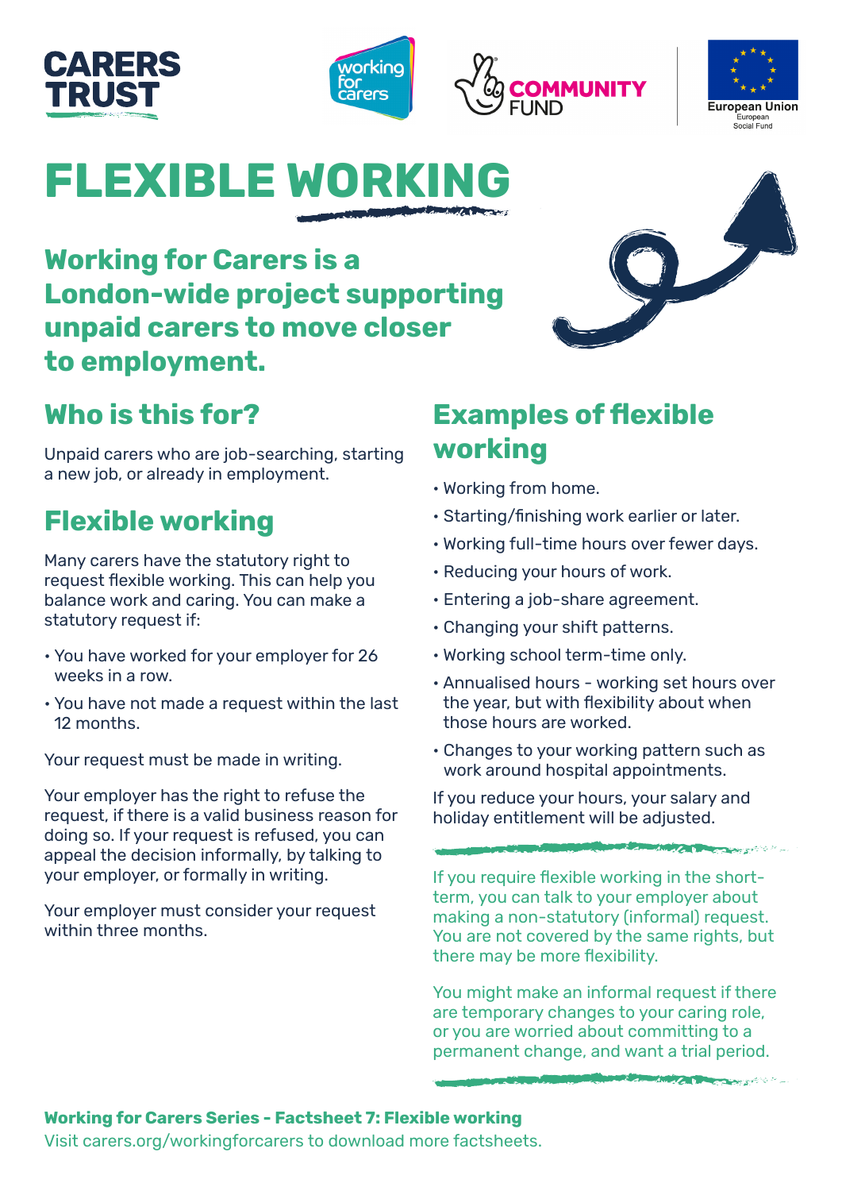CARERS TRUST

# FLEXIBLE WORKING

## Working for Carers is a London-wide project supporting unpaid carers to move closer to employment.

## Who is this for?

Unpaid carers who are job-searching, starting a new job, or already in employment.

## Flexible working

Many carers have the statutory right to request flexible working. This can help you balance work and caring. You can make a statutory request if:

- You have worked for your employer for 26 weeks in a row.
- You have not made a request within the last 12 months.

Your request must be made in writing.

Your employer has the right to refuse the request, if there is a valid business reason for doing so. If your request is refused, you can appeal the decision informally, by talking to your employer, or formally in writing.

Your employer must consider your request within three months.

## Examples of flexible working

- Working from home.
- Starting/finishing work earlier or later.
- Working full-time hours over fewer days.
- Reducing your hours of work.
- Entering a job-share agreement.
- Changing your shift patterns.
- Working school term-time only.
- Annualised hours - working set hours over the year, but with flexibility about when those hours are worked.
- Changes to your working pattern such as work around hospital appointments.

If you reduce your hours, your salary and holiday entitlement will be adjusted.

If you require flexible working in the short-term, you can talk to your employer about making a non-statutory (informal) request. You are not covered by the same rights, but there may be more flexibility.

You might make an informal request if there are temporary changes to your caring role, or you are worried about committing to a permanent change, and want a trial period.

**Working for Carers Series - Factsheet 7: Flexible working**

Visit carers.org/workingforcarers to download more factsheets.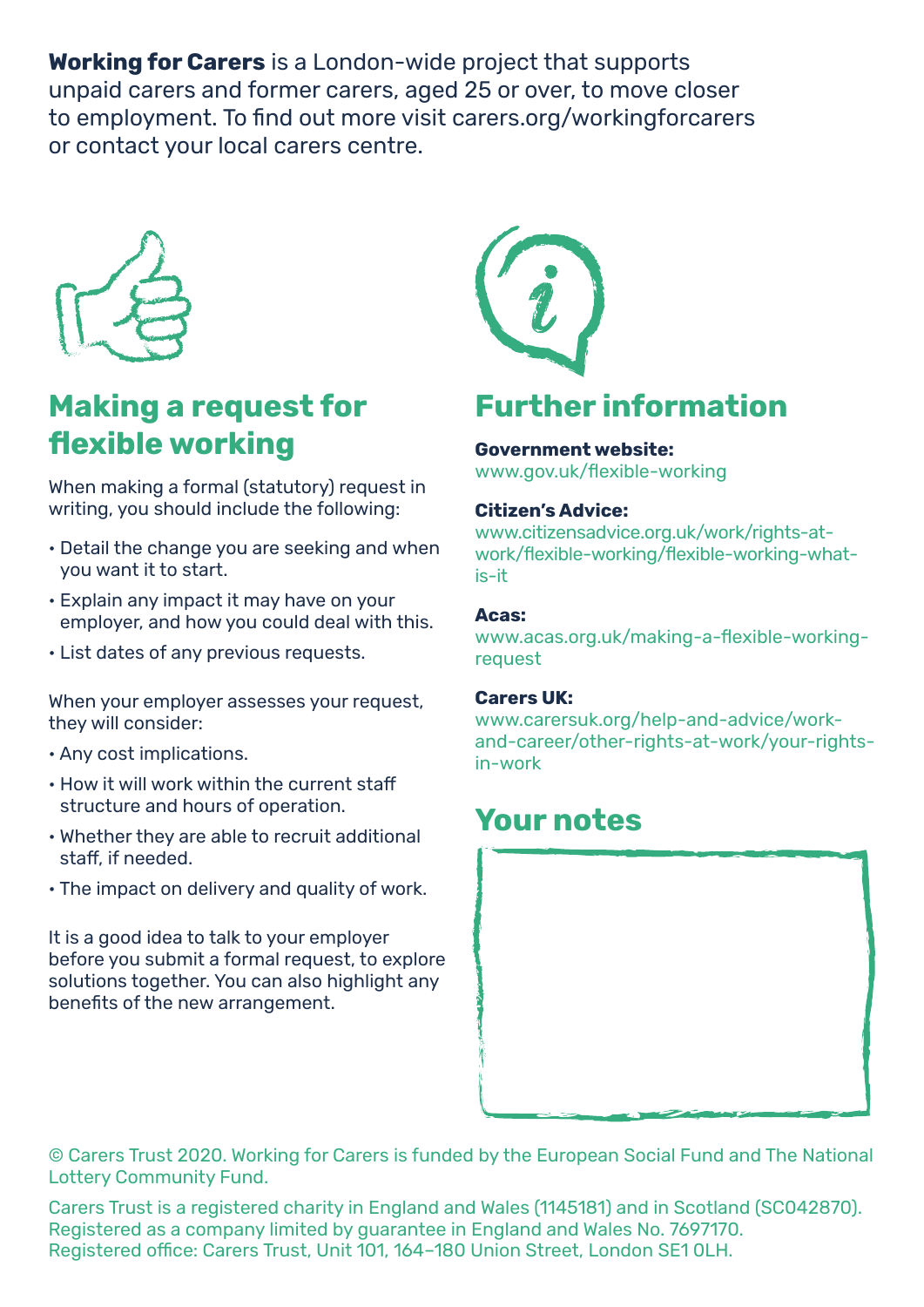**Working for Carers** is a London-wide project that supports unpaid carers and former carers, aged 25 or over, to move closer to employment. To find out more visit carers.org/workingforcarers or contact your local carers centre.

## Making a request for flexible working

When making a formal (statutory) request in writing, you should include the following:

- Detail the change you are seeking and when you want it to start.
- Explain any impact it may have on your employer, and how you could deal with this.
- List dates of any previous requests.

When your employer assesses your request, they will consider:

- Any cost implications.
- How it will work within the current staff structure and hours of operation.
- Whether they are able to recruit additional staff, if needed.
- The impact on delivery and quality of work.

It is a good idea to talk to your employer before you submit a formal request, to explore solutions together. You can also highlight any benefits of the new arrangement.

## Further information

**Government website:**
www.gov.uk/flexible-working

**Citizen's Advice:**
www.citizensadvice.org.uk/work/rights-at-work/flexible-working/flexible-working-what-is-it

**Acas:**
www.acas.org.uk/making-a-flexible-working-request

**Carers UK:**
www.carersuk.org/help-and-advice/work-and-career/other-rights-at-work/your-rights-in-work

## Your notes

© Carers Trust 2020. Working for Carers is funded by the European Social Fund and The National Lottery Community Fund.

Carers Trust is a registered charity in England and Wales (1145181) and in Scotland (SC042870). Registered as a company limited by guarantee in England and Wales No. 7697170. Registered office: Carers Trust, Unit 101, 164–180 Union Street, London SE1 0LH.